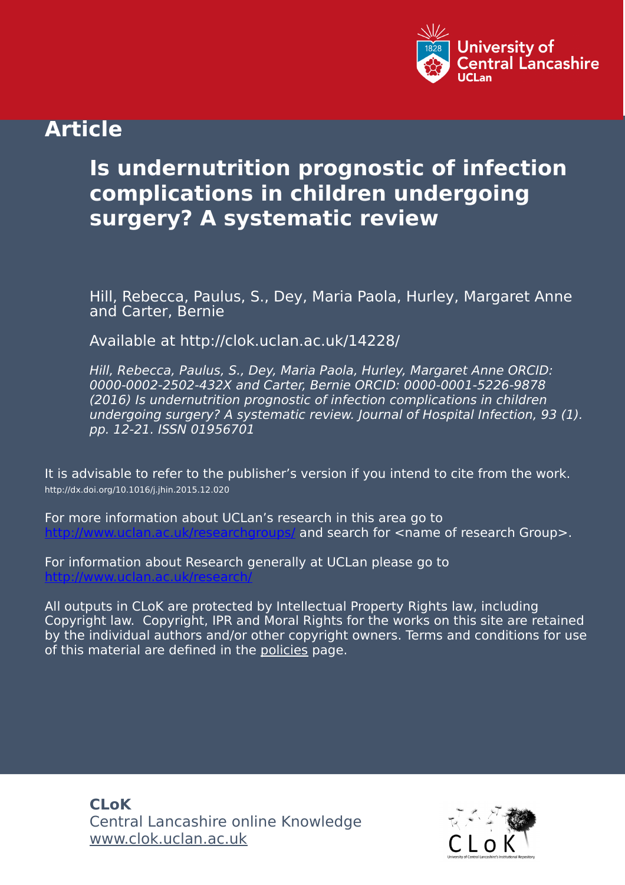University of Central Lancashire
UCLan

## Article

# Is undernutrition prognostic of infection complications in children undergoing surgery? A systematic review

Hill, Rebecca, Paulus, S., Dey, Maria Paola, Hurley, Margaret Anne and Carter, Bernie

Available at http://clok.uclan.ac.uk/14228/

*Hill, Rebecca, Paulus, S., Dey, Maria Paola, Hurley, Margaret Anne ORCID: 0000-0002-2502-432X and Carter, Bernie ORCID: 0000-0001-5226-9878 (2016) Is undernutrition prognostic of infection complications in children undergoing surgery? A systematic review. Journal of Hospital Infection, 93 (1). pp. 12-21. ISSN 01956701*

It is advisable to refer to the publisher's version if you intend to cite from the work.
http://dx.doi.org/10.1016/j.jhin.2015.12.020

For more information about UCLan's research in this area go to http://www.uclan.ac.uk/researchgroups/ and search for <name of research Group>.

For information about Research generally at UCLan please go to http://www.uclan.ac.uk/research/

All outputs in CLoK are protected by Intellectual Property Rights law, including Copyright law. Copyright, IPR and Moral Rights for the works on this site are retained by the individual authors and/or other copyright owners. Terms and conditions for use of this material are defined in the policies page.

**CLoK**
Central Lancashire online Knowledge
www.clok.uclan.ac.uk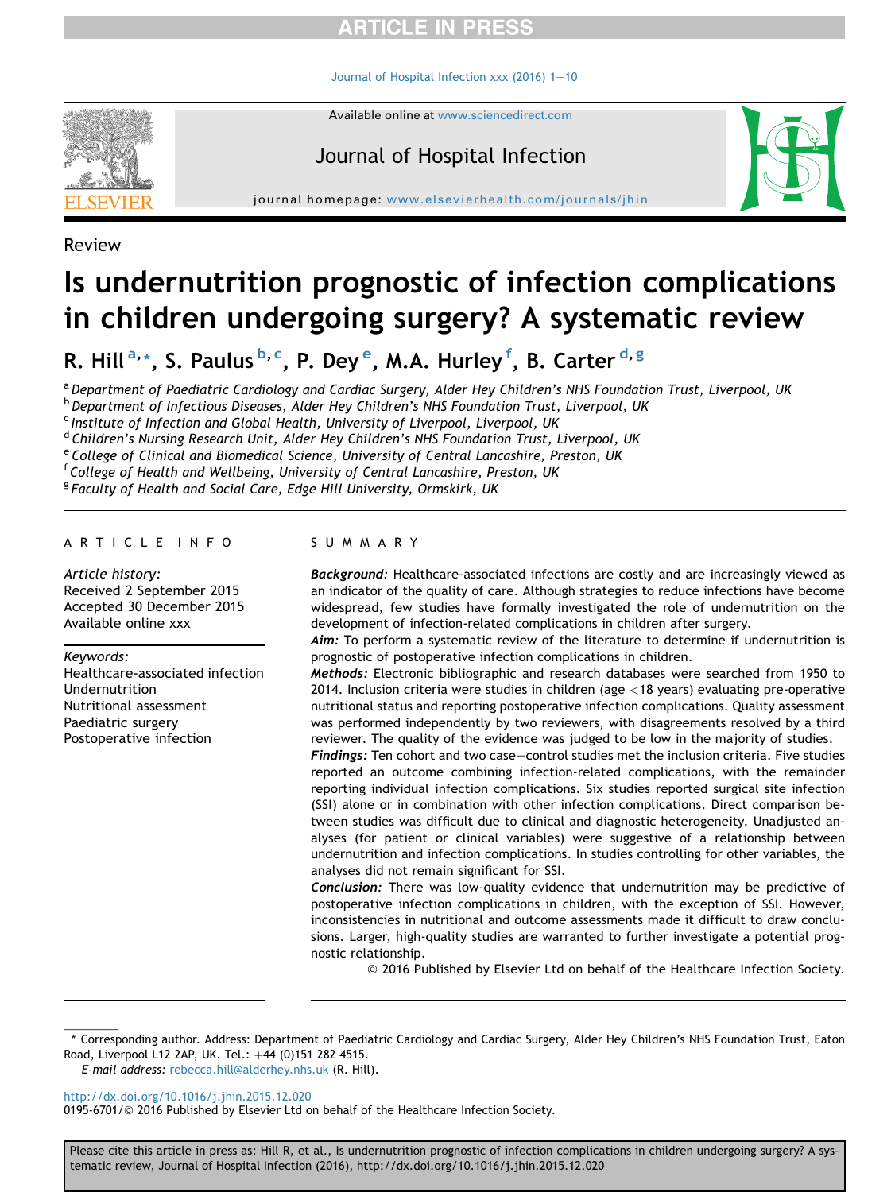Review

# Is undernutrition prognostic of infection complications in children undergoing surgery? A systematic review

R. Hill [a,*], S. Paulus [b,c], P. Dey [e], M.A. Hurley [f], B. Carter [d,g]

[a] Department of Paediatric Cardiology and Cardiac Surgery, Alder Hey Children's NHS Foundation Trust, Liverpool, UK
[b] Department of Infectious Diseases, Alder Hey Children's NHS Foundation Trust, Liverpool, UK
[c] Institute of Infection and Global Health, University of Liverpool, Liverpool, UK
[d] Children's Nursing Research Unit, Alder Hey Children's NHS Foundation Trust, Liverpool, UK
[e] College of Clinical and Biomedical Science, University of Central Lancashire, Preston, UK
[f] College of Health and Wellbeing, University of Central Lancashire, Preston, UK
[g] Faculty of Health and Social Care, Edge Hill University, Ormskirk, UK

## ARTICLE INFO

*Article history:*
Received 2 September 2015
Accepted 30 December 2015
Available online xxx

*Keywords:*
Healthcare-associated infection
Undernutrition
Nutritional assessment
Paediatric surgery
Postoperative infection

## SUMMARY

***Background:*** Healthcare-associated infections are costly and are increasingly viewed as an indicator of the quality of care. Although strategies to reduce infections have become widespread, few studies have formally investigated the role of undernutrition on the development of infection-related complications in children after surgery.

***Aim:*** To perform a systematic review of the literature to determine if undernutrition is prognostic of postoperative infection complications in children.

***Methods:*** Electronic bibliographic and research databases were searched from 1950 to 2014. Inclusion criteria were studies in children (age <18 years) evaluating pre-operative nutritional status and reporting postoperative infection complications. Quality assessment was performed independently by two reviewers, with disagreements resolved by a third reviewer. The quality of the evidence was judged to be low in the majority of studies.

***Findings:*** Ten cohort and two case–control studies met the inclusion criteria. Five studies reported an outcome combining infection-related complications, with the remainder reporting individual infection complications. Six studies reported surgical site infection (SSI) alone or in combination with other infection complications. Direct comparison between studies was difficult due to clinical and diagnostic heterogeneity. Unadjusted analyses (for patient or clinical variables) were suggestive of a relationship between undernutrition and infection complications. In studies controlling for other variables, the analyses did not remain significant for SSI.

***Conclusion:*** There was low-quality evidence that undernutrition may be predictive of postoperative infection complications in children, with the exception of SSI. However, inconsistencies in nutritional and outcome assessments made it difficult to draw conclusions. Larger, high-quality studies are warranted to further investigate a potential prognostic relationship.

© 2016 Published by Elsevier Ltd on behalf of the Healthcare Infection Society.

---

* Corresponding author. Address: Department of Paediatric Cardiology and Cardiac Surgery, Alder Hey Children's NHS Foundation Trust, Eaton Road, Liverpool L12 2AP, UK. Tel.: +44 (0)151 282 4515.
*E-mail address:* rebecca.hill@alderhey.nhs.uk (R. Hill).

http://dx.doi.org/10.1016/j.jhin.2015.12.020
0195-6701/© 2016 Published by Elsevier Ltd on behalf of the Healthcare Infection Society.

Please cite this article in press as: Hill R, et al., Is undernutrition prognostic of infection complications in children undergoing surgery? A systematic review, Journal of Hospital Infection (2016), http://dx.doi.org/10.1016/j.jhin.2015.12.020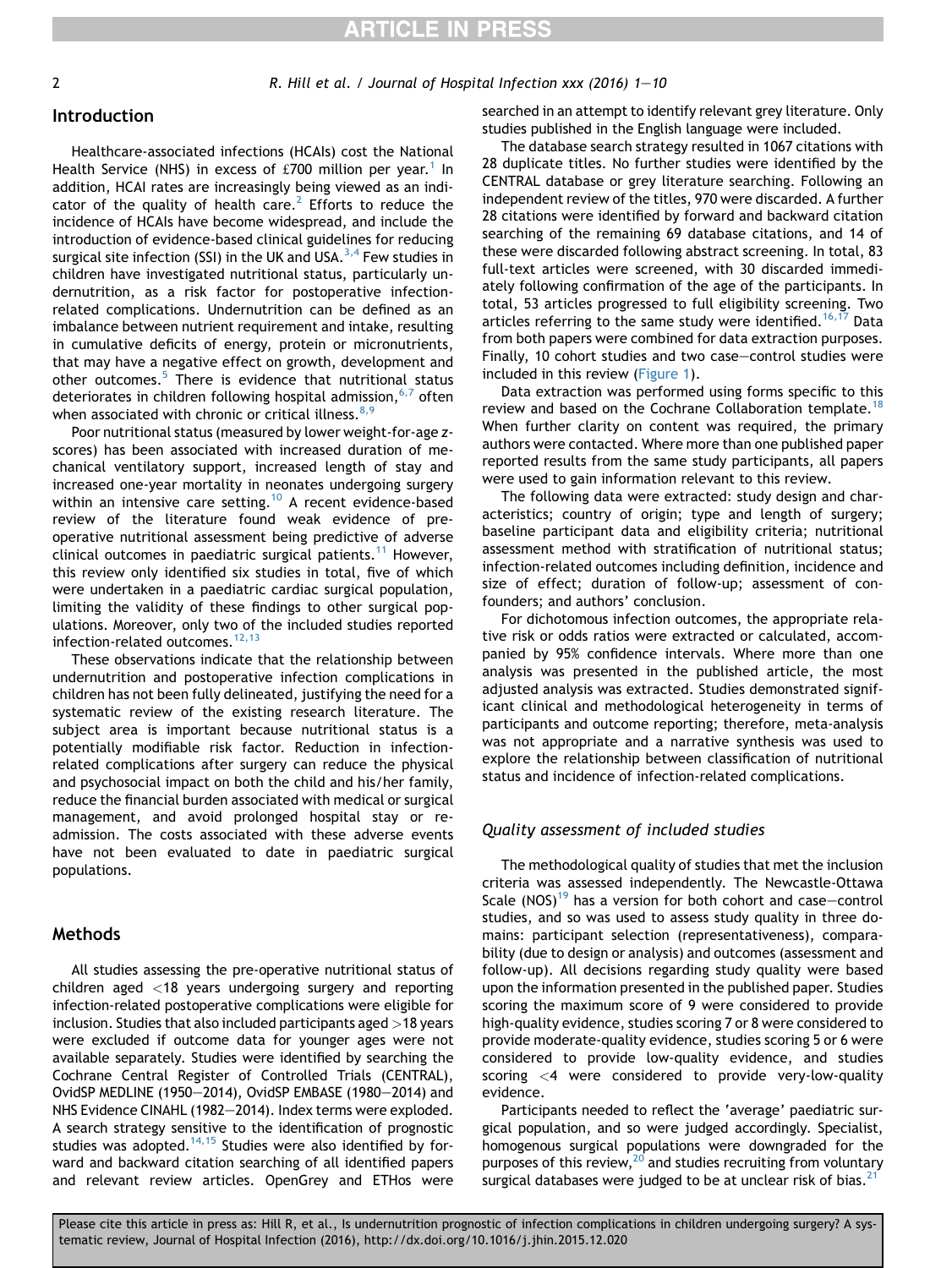## Introduction

Healthcare-associated infections (HCAIs) cost the National Health Service (NHS) in excess of £700 million per year.[1] In addition, HCAI rates are increasingly being viewed as an indicator of the quality of health care.[2] Efforts to reduce the incidence of HCAIs have become widespread, and include the introduction of evidence-based clinical guidelines for reducing surgical site infection (SSI) in the UK and USA.[3,4] Few studies in children have investigated nutritional status, particularly undernutrition, as a risk factor for postoperative infection-related complications. Undernutrition can be defined as an imbalance between nutrient requirement and intake, resulting in cumulative deficits of energy, protein or micronutrients, that may have a negative effect on growth, development and other outcomes.[5] There is evidence that nutritional status deteriorates in children following hospital admission,[6,7] often when associated with chronic or critical illness.[8,9]

Poor nutritional status (measured by lower weight-for-age z-scores) has been associated with increased duration of mechanical ventilatory support, increased length of stay and increased one-year mortality in neonates undergoing surgery within an intensive care setting.[10] A recent evidence-based review of the literature found weak evidence of pre-operative nutritional assessment being predictive of adverse clinical outcomes in paediatric surgical patients.[11] However, this review only identified six studies in total, five of which were undertaken in a paediatric cardiac surgical population, limiting the validity of these findings to other surgical populations. Moreover, only two of the included studies reported infection-related outcomes.[12,13]

These observations indicate that the relationship between undernutrition and postoperative infection complications in children has not been fully delineated, justifying the need for a systematic review of the existing research literature. The subject area is important because nutritional status is a potentially modifiable risk factor. Reduction in infection-related complications after surgery can reduce the physical and psychosocial impact on both the child and his/her family, reduce the financial burden associated with medical or surgical management, and avoid prolonged hospital stay or readmission. The costs associated with these adverse events have not been evaluated to date in paediatric surgical populations.

## Methods

All studies assessing the pre-operative nutritional status of children aged <18 years undergoing surgery and reporting infection-related postoperative complications were eligible for inclusion. Studies that also included participants aged >18 years were excluded if outcome data for younger ages were not available separately. Studies were identified by searching the Cochrane Central Register of Controlled Trials (CENTRAL), OvidSP MEDLINE (1950–2014), OvidSP EMBASE (1980–2014) and NHS Evidence CINAHL (1982–2014). Index terms were exploded. A search strategy sensitive to the identification of prognostic studies was adopted.[14,15] Studies were also identified by forward and backward citation searching of all identified papers and relevant review articles. OpenGrey and ETHos were searched in an attempt to identify relevant grey literature. Only studies published in the English language were included.

The database search strategy resulted in 1067 citations with 28 duplicate titles. No further studies were identified by the CENTRAL database or grey literature searching. Following an independent review of the titles, 970 were discarded. A further 28 citations were identified by forward and backward citation searching of the remaining 69 database citations, and 14 of these were discarded following abstract screening. In total, 83 full-text articles were screened, with 30 discarded immediately following confirmation of the age of the participants. In total, 53 articles progressed to full eligibility screening. Two articles referring to the same study were identified.[16,17] Data from both papers were combined for data extraction purposes. Finally, 10 cohort studies and two case–control studies were included in this review (Figure 1).

Data extraction was performed using forms specific to this review and based on the Cochrane Collaboration template.[18] When further clarity on content was required, the primary authors were contacted. Where more than one published paper reported results from the same study participants, all papers were used to gain information relevant to this review.

The following data were extracted: study design and characteristics; country of origin; type and length of surgery; baseline participant data and eligibility criteria; nutritional assessment method with stratification of nutritional status; infection-related outcomes including definition, incidence and size of effect; duration of follow-up; assessment of confounders; and authors' conclusion.

For dichotomous infection outcomes, the appropriate relative risk or odds ratios were extracted or calculated, accompanied by 95% confidence intervals. Where more than one analysis was presented in the published article, the most adjusted analysis was extracted. Studies demonstrated significant clinical and methodological heterogeneity in terms of participants and outcome reporting; therefore, meta-analysis was not appropriate and a narrative synthesis was used to explore the relationship between classification of nutritional status and incidence of infection-related complications.

### Quality assessment of included studies

The methodological quality of studies that met the inclusion criteria was assessed independently. The Newcastle-Ottawa Scale (NOS)[19] has a version for both cohort and case–control studies, and so was used to assess study quality in three domains: participant selection (representativeness), comparability (due to design or analysis) and outcomes (assessment and follow-up). All decisions regarding study quality were based upon the information presented in the published paper. Studies scoring the maximum score of 9 were considered to provide high-quality evidence, studies scoring 7 or 8 were considered to provide moderate-quality evidence, studies scoring 5 or 6 were considered to provide low-quality evidence, and studies scoring <4 were considered to provide very-low-quality evidence.

Participants needed to reflect the 'average' paediatric surgical population, and so were judged accordingly. Specialist, homogenous surgical populations were downgraded for the purposes of this review,[20] and studies recruiting from voluntary surgical databases were judged to be at unclear risk of bias.[21]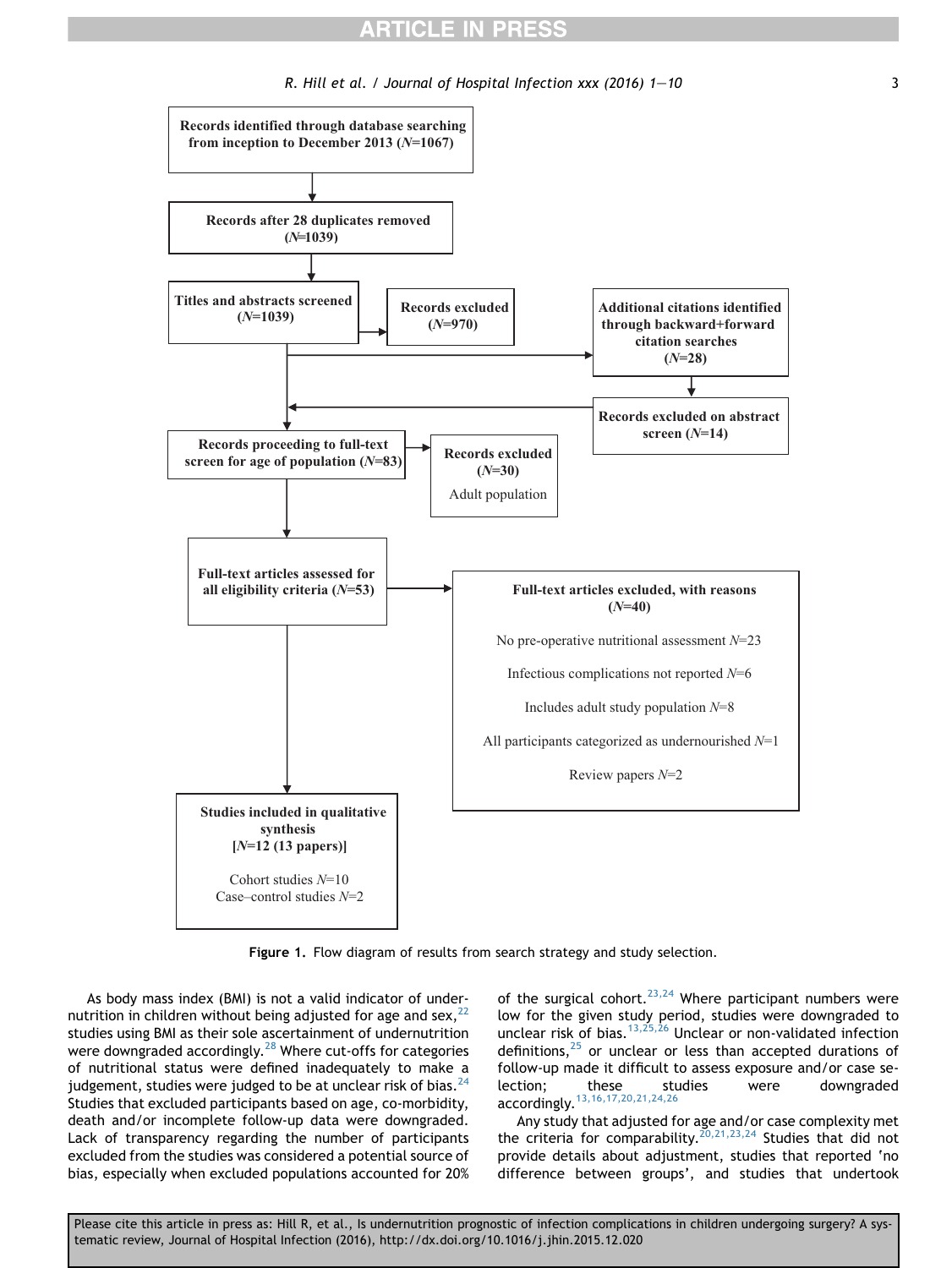Records identified through database searching from inception to December 2013 (*N*=1067)

Records after 28 duplicates removed (*N*=1039)

Titles and abstracts screened (*N*=1039)

Records excluded (*N*=970)

Additional citations identified through backward+forward citation searches (*N*=28)

Records excluded on abstract screen (*N*=14)

Records proceeding to full-text screen for age of population (*N*=83)

Records excluded (*N*=30)
Adult population

Full-text articles assessed for all eligibility criteria (*N*=53)

Full-text articles excluded, with reasons (*N*=40)

No pre-operative nutritional assessment *N*=23

Infectious complications not reported *N*=6

Includes adult study population *N*=8

All participants categorized as undernourished *N*=1

Review papers *N*=2

Studies included in qualitative synthesis [*N*=12 (13 papers)]

Cohort studies *N*=10
Case–control studies *N*=2

**Figure 1.** Flow diagram of results from search strategy and study selection.

As body mass index (BMI) is not a valid indicator of undernutrition in children without being adjusted for age and sex,[22] studies using BMI as their sole ascertainment of undernutrition were downgraded accordingly.[28] Where cut-offs for categories of nutritional status were defined inadequately to make a judgement, studies were judged to be at unclear risk of bias.[24] Studies that excluded participants based on age, co-morbidity, death and/or incomplete follow-up data were downgraded. Lack of transparency regarding the number of participants excluded from the studies was considered a potential source of bias, especially when excluded populations accounted for 20% of the surgical cohort.[23,24] Where participant numbers were low for the given study period, studies were downgraded to unclear risk of bias.[13,25,26] Unclear or non-validated infection definitions,[25] or unclear or less than accepted durations of follow-up made it difficult to assess exposure and/or case selection; these studies were downgraded accordingly.[13,16,17,20,21,24,26]

Any study that adjusted for age and/or case complexity met the criteria for comparability.[20,21,23,24] Studies that did not provide details about adjustment, studies that reported 'no difference between groups', and studies that undertook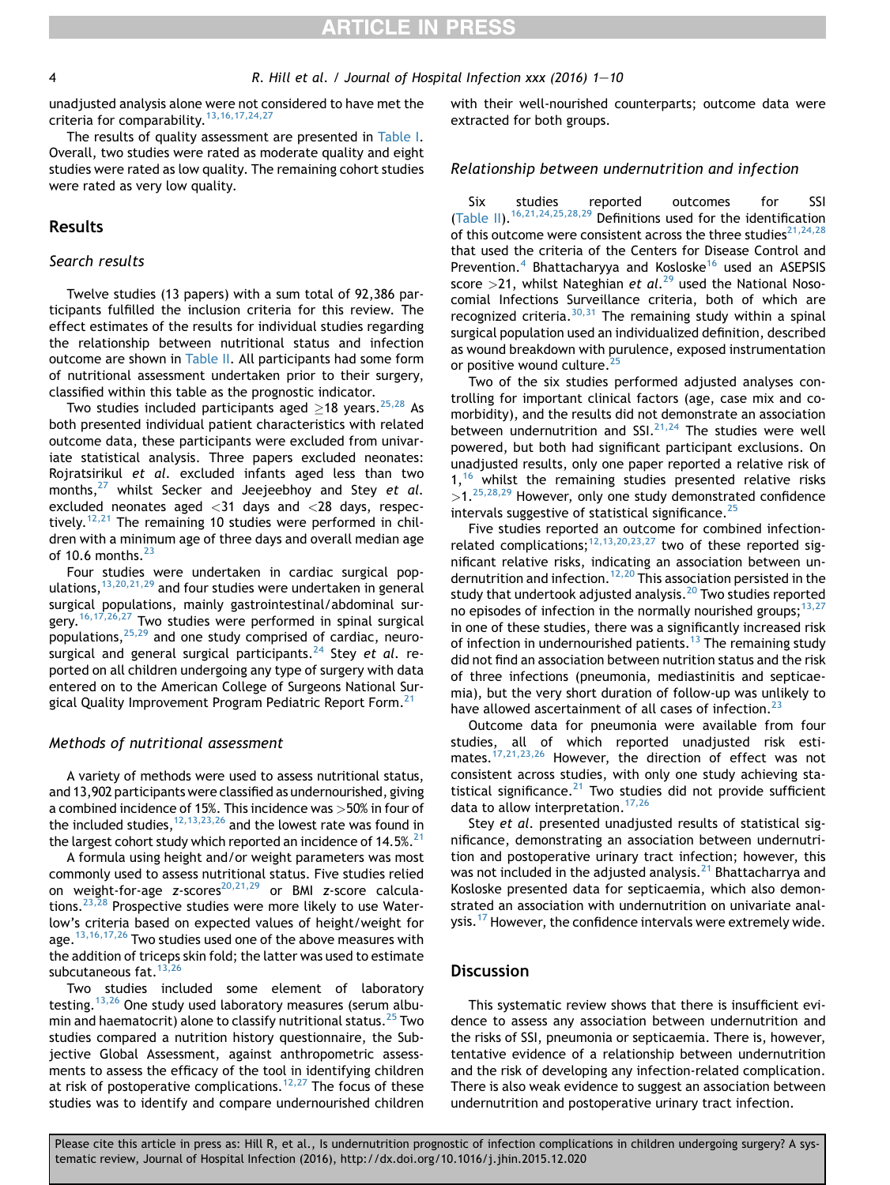unadjusted analysis alone were not considered to have met the criteria for comparability.[13,16,17,24,27]

The results of quality assessment are presented in Table I. Overall, two studies were rated as moderate quality and eight studies were rated as low quality. The remaining cohort studies were rated as very low quality.

## Results

### Search results

Twelve studies (13 papers) with a sum total of 92,386 participants fulfilled the inclusion criteria for this review. The effect estimates of the results for individual studies regarding the relationship between nutritional status and infection outcome are shown in Table II. All participants had some form of nutritional assessment undertaken prior to their surgery, classified within this table as the prognostic indicator.

Two studies included participants aged ≥18 years.[25,28] As both presented individual patient characteristics with related outcome data, these participants were excluded from univariate statistical analysis. Three papers excluded neonates: Rojratsirikul *et al*. excluded infants aged less than two months,[27] whilst Secker and Jeejeebhoy and Stey *et al*. excluded neonates aged <31 days and <28 days, respectively.[12,21] The remaining 10 studies were performed in children with a minimum age of three days and overall median age of 10.6 months.[23]

Four studies were undertaken in cardiac surgical populations,[13,20,21,29] and four studies were undertaken in general surgical populations, mainly gastrointestinal/abdominal surgery.[16,17,26,27] Two studies were performed in spinal surgical populations,[25,29] and one study comprised of cardiac, neurosurgical and general surgical participants.[24] Stey *et al*. reported on all children undergoing any type of surgery with data entered on to the American College of Surgeons National Surgical Quality Improvement Program Pediatric Report Form.[21]

### Methods of nutritional assessment

A variety of methods were used to assess nutritional status, and 13,902 participants were classified as undernourished, giving a combined incidence of 15%. This incidence was >50% in four of the included studies,[12,13,23,26] and the lowest rate was found in the largest cohort study which reported an incidence of 14.5%.[21]

A formula using height and/or weight parameters was most commonly used to assess nutritional status. Five studies relied on weight-for-age *z*-scores[20,21,29] or BMI *z*-score calculations.[23,28] Prospective studies were more likely to use Waterlow's criteria based on expected values of height/weight for age.[13,16,17,26] Two studies used one of the above measures with the addition of triceps skin fold; the latter was used to estimate subcutaneous fat.[13,26]

Two studies included some element of laboratory testing.[13,26] One study used laboratory measures (serum albumin and haematocrit) alone to classify nutritional status.[25] Two studies compared a nutrition history questionnaire, the Subjective Global Assessment, against anthropometric assessments to assess the efficacy of the tool in identifying children at risk of postoperative complications.[12,27] The focus of these studies was to identify and compare undernourished children with their well-nourished counterparts; outcome data were extracted for both groups.

### Relationship between undernutrition and infection

Six studies reported outcomes for SSI (Table II).[16,21,24,25,28,29] Definitions used for the identification of this outcome were consistent across the three studies[21,24,28] that used the criteria of the Centers for Disease Control and Prevention.[4] Bhattacharyya and Kosloske[16] used an ASEPSIS score >21, whilst Nateghian *et al*.[29] used the National Nosocomial Infections Surveillance criteria, both of which are recognized criteria.[30,31] The remaining study within a spinal surgical population used an individualized definition, described as wound breakdown with purulence, exposed instrumentation or positive wound culture.[25]

Two of the six studies performed adjusted analyses controlling for important clinical factors (age, case mix and comorbidity), and the results did not demonstrate an association between undernutrition and SSI.[21,24] The studies were well powered, but both had significant participant exclusions. On unadjusted results, only one paper reported a relative risk of 1,[16] whilst the remaining studies presented relative risks >1.[25,28,29] However, only one study demonstrated confidence intervals suggestive of statistical significance.[25]

Five studies reported an outcome for combined infection-related complications;[12,13,20,23,27] two of these reported significant relative risks, indicating an association between undernutrition and infection.[12,20] This association persisted in the study that undertook adjusted analysis.[20] Two studies reported no episodes of infection in the normally nourished groups;[13,27] in one of these studies, there was a significantly increased risk of infection in undernourished patients.[13] The remaining study did not find an association between nutrition status and the risk of three infections (pneumonia, mediastinitis and septicaemia), but the very short duration of follow-up was unlikely to have allowed ascertainment of all cases of infection.[23]

Outcome data for pneumonia were available from four studies, all of which reported unadjusted risk estimates.[17,21,23,26] However, the direction of effect was not consistent across studies, with only one study achieving statistical significance.[21] Two studies did not provide sufficient data to allow interpretation.[17,26]

Stey *et al*. presented unadjusted results of statistical significance, demonstrating an association between undernutrition and postoperative urinary tract infection; however, this was not included in the adjusted analysis.[21] Bhattacharrya and Kosloske presented data for septicaemia, which also demonstrated an association with undernutrition on univariate analysis.[17] However, the confidence intervals were extremely wide.

## Discussion

This systematic review shows that there is insufficient evidence to assess any association between undernutrition and the risks of SSI, pneumonia or septicaemia. There is, however, tentative evidence of a relationship between undernutrition and the risk of developing any infection-related complication. There is also weak evidence to suggest an association between undernutrition and postoperative urinary tract infection.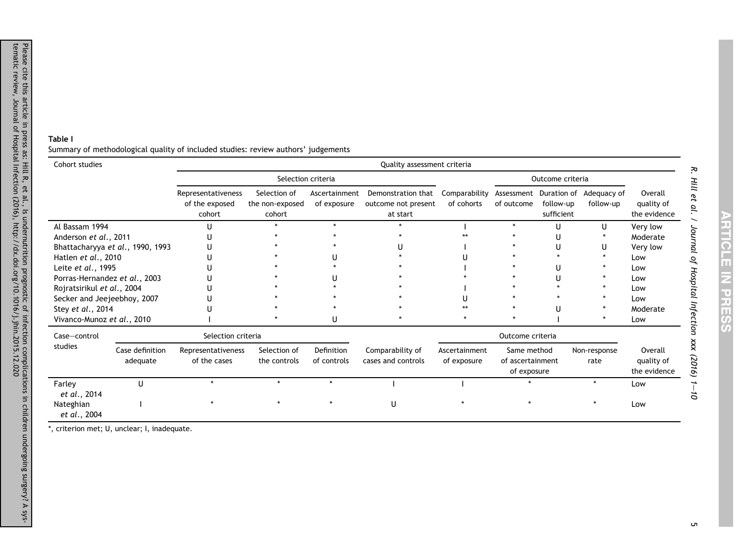**Table I**

Summary of methodological quality of included studies: review authors' judgements

| Cohort studies | Quality assessment criteria | | | | | | | | |
|---|---|---|---|---|---|---|---|---|---|
| | Selection criteria | | | | | Outcome criteria | | | |
| | Representativeness of the exposed cohort | Selection of the non-exposed cohort | Ascertainment of exposure | Demonstration that outcome not present at start | Comparability of cohorts | Assessment of outcome | Duration of follow-up sufficient | Adequacy of follow-up | Overall quality of the evidence |
| Al Bassam 1994 | U | * | * | * | I | * | U | U | Very low |
| Anderson *et al.*, 2011 | U | * | * | * | ** | * | U | * | Moderate |
| Bhattacharyya *et al.*, 1990, 1993 | U | * | * | U | I | * | U | U | Very low |
| Hatlen *et al.*, 2010 | U | * | U | * | U | * | * | * | Low |
| Leite *et al.*, 1995 | U | * | * | * | I | * | U | * | Low |
| Porras-Hernandez *et al.*, 2003 | U | * | U | * | * | * | U | * | Low |
| Rojratsirikul *et al.*, 2004 | U | * | * | * | I | * | * | * | Low |
| Secker and Jeejeebhoy, 2007 | U | * | * | * | U | * | * | * | Low |
| Stey *et al.*, 2014 | U | * | * | * | ** | * | U | * | Moderate |
| Vivanco-Munoz *et al.*, 2010 | I | * | U | * | * | * | I | * | Low |

| Case–control studies | Selection criteria | | | | | Outcome criteria | | | |
|---|---|---|---|---|---|---|---|---|---|
| | Case definition adequate | Representativeness of the cases | Selection of the controls | Definition of controls | Comparability of cases and controls | Ascertainment of exposure | Same method of ascertainment of exposure | Non-response rate | Overall quality of the evidence |
| Farley *et al.*, 2014 | U | * | * | * | I | I | * | * | Low |
| Nateghian *et al.*, 2004 | I | * | * | * | U | * | * | * | Low |

*, criterion met; U, unclear; I, inadequate.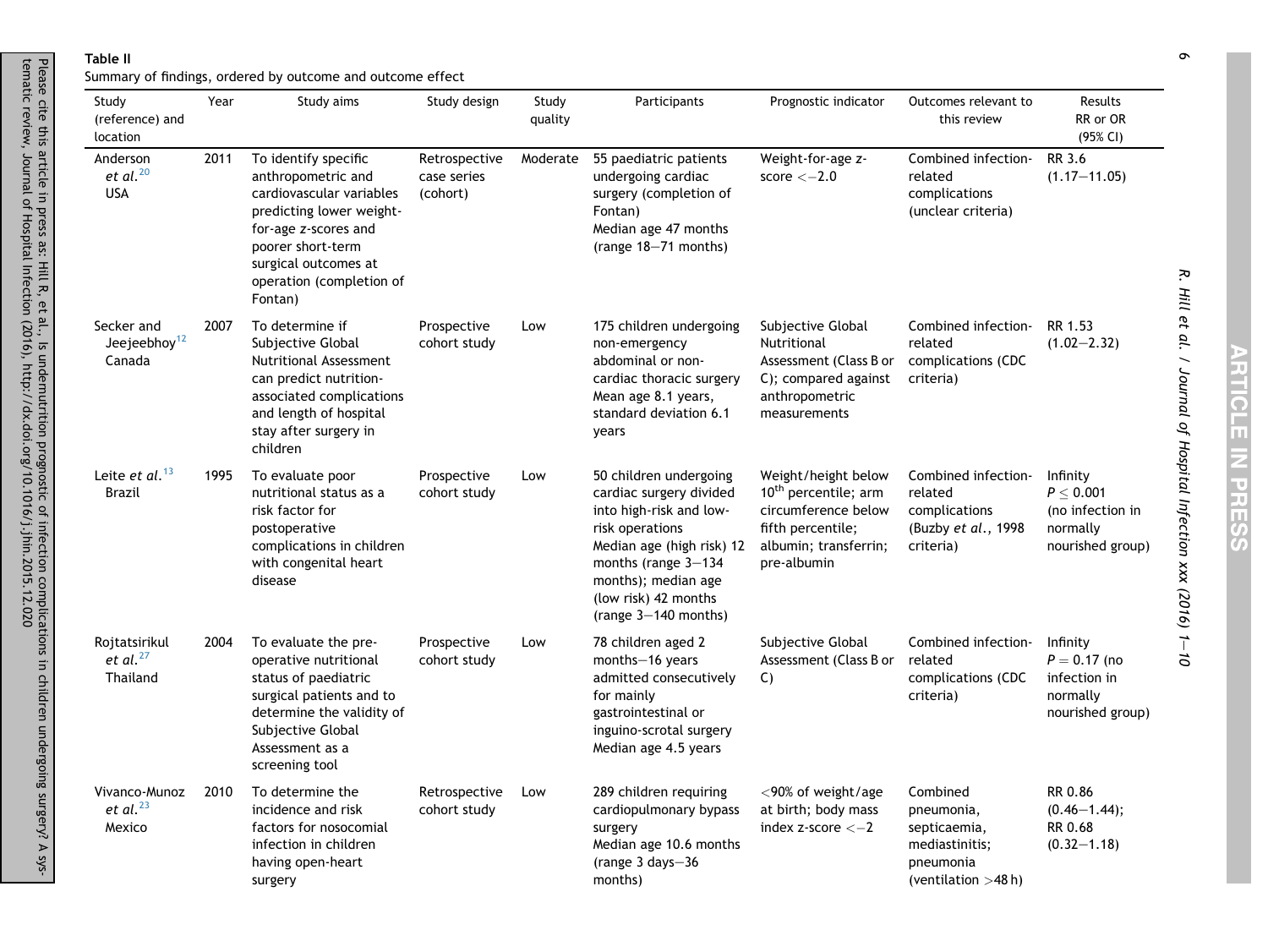**Table II**

Summary of findings, ordered by outcome and outcome effect

| Study (reference) and location | Year | Study aims | Study design | Study quality | Participants | Prognostic indicator | Outcomes relevant to this review | Results RR or OR (95% CI) |
|---|---|---|---|---|---|---|---|---|
| Anderson *et al.*[20] USA | 2011 | To identify specific anthropometric and cardiovascular variables predicting lower weight-for-age *z*-scores and poorer short-term surgical outcomes at operation (completion of Fontan) | Retrospective case series (cohort) | Moderate | 55 paediatric patients undergoing cardiac surgery (completion of Fontan) Median age 47 months (range 18–71 months) | Weight-for-age *z*-score $<-2.0$ | Combined infection-related complications (unclear criteria) | RR 3.6 (1.17–11.05) |
| Secker and Jeejeebhoy[12] Canada | 2007 | To determine if Subjective Global Nutritional Assessment can predict nutrition-associated complications and length of hospital stay after surgery in children | Prospective cohort study | Low | 175 children undergoing non-emergency abdominal or non-cardiac thoracic surgery Mean age 8.1 years, standard deviation 6.1 years | Subjective Global Nutritional Assessment (Class B or C); compared against anthropometric measurements | Combined infection-related complications (CDC criteria) | RR 1.53 (1.02–2.32) |
| Leite *et al.*[13] Brazil | 1995 | To evaluate poor nutritional status as a risk factor for postoperative complications in children with congenital heart disease | Prospective cohort study | Low | 50 children undergoing cardiac surgery divided into high-risk and low-risk operations Median age (high risk) 12 months (range 3–134 months); median age (low risk) 42 months (range 3–140 months) | Weight/height below 10[th] percentile; arm circumference below fifth percentile; albumin; transferrin; pre-albumin | Combined infection-related complications (Buzby *et al.*, 1998 criteria) | Infinity $P \leq 0.001$ (no infection in normally nourished group) |
| Rojtatsirikul *et al.*[27] Thailand | 2004 | To evaluate the pre-operative nutritional status of paediatric surgical patients and to determine the validity of Subjective Global Assessment as a screening tool | Prospective cohort study | Low | 78 children aged 2 months–16 years admitted consecutively for mainly gastrointestinal or inguino-scrotal surgery Median age 4.5 years | Subjective Global Assessment (Class B or C) | Combined infection-related complications (CDC criteria) | Infinity $P = 0.17$ (no infection in normally nourished group) |
| Vivanco-Munoz *et al.*[23] Mexico | 2010 | To determine the incidence and risk factors for nosocomial infection in children having open-heart surgery | Retrospective cohort study | Low | 289 children requiring cardiopulmonary bypass surgery Median age 10.6 months (range 3 days–36 months) | <90% of weight/age at birth; body mass index z-score $<-2$ | Combined pneumonia, septicaemia, mediastinitis; pneumonia (ventilation >48 h) | RR 0.86 (0.46–1.44); RR 0.68 (0.32–1.18) |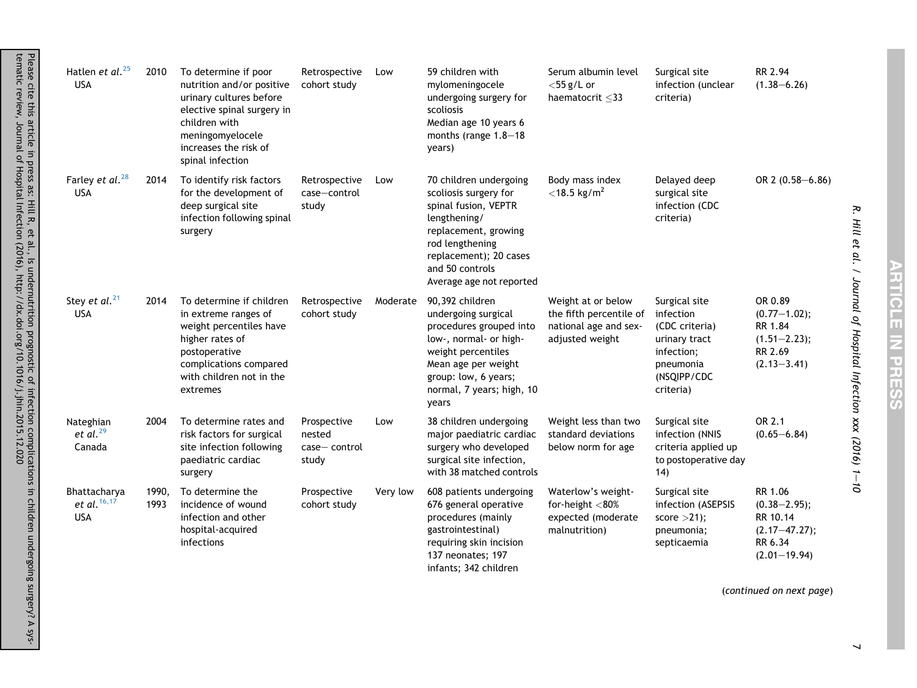| | | | | | | | | |
|---|---|---|---|---|---|---|---|---|
| Hatlen *et al.*[25] USA | 2010 | To determine if poor nutrition and/or positive urinary cultures before elective spinal surgery in children with meningomyelocele increases the risk of spinal infection | Retrospective cohort study | Low | 59 children with mylomeningocele undergoing surgery for scoliosis Median age 10 years 6 months (range 1.8–18 years) | Serum albumin level <55 g/L or haematocrit ≤33 | Surgical site infection (unclear criteria) | RR 2.94 (1.38–6.26) |
| Farley *et al.*[28] USA | 2014 | To identify risk factors for the development of deep surgical site infection following spinal surgery | Retrospective case–control study | Low | 70 children undergoing scoliosis surgery for spinal fusion, VEPTR lengthening/ replacement, growing rod lengthening replacement); 20 cases and 50 controls Average age not reported | Body mass index <18.5 kg/m$^2$ | Delayed deep surgical site infection (CDC criteria) | OR 2 (0.58–6.86) |
| Stey *et al.*[21] USA | 2014 | To determine if children in extreme ranges of weight percentiles have higher rates of postoperative complications compared with children not in the extremes | Retrospective cohort study | Moderate | 90,392 children undergoing surgical procedures grouped into low-, normal- or high-weight percentiles Mean age per weight group: low, 6 years; normal, 7 years; high, 10 years | Weight at or below the fifth percentile of national age and sex-adjusted weight | Surgical site infection (CDC criteria) urinary tract infection; pneumonia (NSQIPP/CDC criteria) | OR 0.89 (0.77–1.02); RR 1.84 (1.51–2.23); RR 2.69 (2.13–3.41) |
| Nateghian *et al.*[29] Canada | 2004 | To determine rates and risk factors for surgical site infection following paediatric cardiac surgery | Prospective nested case– control study | Low | 38 children undergoing major paediatric cardiac surgery who developed surgical site infection, with 38 matched controls | Weight less than two standard deviations below norm for age | Surgical site infection (NNIS criteria applied up to postoperative day 14) | OR 2.1 (0.65–6.84) |
| Bhattacharya *et al.*[16,17] USA | 1990, 1993 | To determine the incidence of wound infection and other hospital-acquired infections | Prospective cohort study | Very low | 608 patients undergoing 676 general operative procedures (mainly gastrointestinal) requiring skin incision 137 neonates; 197 infants; 342 children | Waterlow's weight-for-height <80% expected (moderate malnutrition) | Surgical site infection (ASEPSIS score >21); pneumonia; septicaemia | RR 1.06 (0.38–2.95); RR 10.14 (2.17–47.27); RR 6.34 (2.01–19.94) |

(*continued on next page*)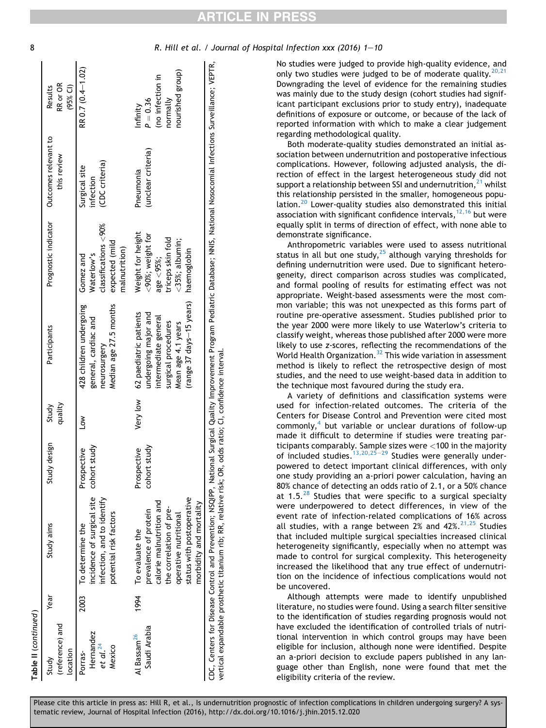**Table II (continued)**

| Study (reference) and location | Year | Study aims | Study design | Study quality | Participants | Prognostic indicator | Outcomes relevant to this review | Results RR or OR (95% CI) |
|---|---|---|---|---|---|---|---|---|
| Porras-Hernandez *et al.*[24] Mexico | 2003 | To determine the incidence of surgical site infection, and to identify potential risk factors | Prospective cohort study | Low | 428 children undergoing general, cardiac and neurosurgery Median age 27.5 months | Gomez and Waterlow's classifications <90% expected (mild malnutrition) | Surgical site infection (CDC criteria) | RR 0.7 (0.4–1.02) |
| Al Bassam[26] Saudi Arabia | 1994 | To evaluate the prevalence of protein calorie malnutrition and the correlation of pre-operative nutritional status with postoperative morbidity and mortality | Prospective cohort study | Very low | 62 paediatric patients undergoing major and intermediate general surgical procedures Mean age 4.1 years (range 37 days–15 years) | Weight for height <90%; weight for age <95%; triceps skin fold <35%; albumin; haemoglobin | Pneumonia (unclear criteria) | Infinity $P = 0.36$ (no infection in normally nourished group) |

CDC, Centers for Disease Control and Prevention; NSQIPP, National Surgical Quality Improvement Program Pediatric Database; NNIS, National Nosocomial Infections Surveillance; VEPTR, vertical expandable prosthetic titanium rib; RR, relative risk; OR, odds ratio; CI, confidence interval.

No studies were judged to provide high-quality evidence, and only two studies were judged to be of moderate quality.[20,21] Downgrading the level of evidence for the remaining studies was mainly due to the study design (cohort studies had significant participant exclusions prior to study entry), inadequate definitions of exposure or outcome, or because of the lack of reported information with which to make a clear judgement regarding methodological quality.

Both moderate-quality studies demonstrated an initial association between undernutrition and postoperative infectious complications. However, following adjusted analysis, the direction of effect in the largest heterogeneous study did not support a relationship between SSI and undernutrition,[21] whilst this relationship persisted in the smaller, homogeneous population.[20] Lower-quality studies also demonstrated this initial association with significant confidence intervals,[12,16] but were equally split in terms of direction of effect, with none able to demonstrate significance.

Anthropometric variables were used to assess nutritional status in all but one study,[25] although varying thresholds for defining undernutrition were used. Due to significant heterogeneity, direct comparison across studies was complicated, and formal pooling of results for estimating effect was not appropriate. Weight-based assessments were the most common variable; this was not unexpected as this forms part of routine pre-operative assessment. Studies published prior to the year 2000 were more likely to use Waterlow's criteria to classify weight, whereas those published after 2000 were more likely to use z-scores, reflecting the recommendations of the World Health Organization.[32] This wide variation in assessment method is likely to reflect the retrospective design of most studies, and the need to use weight-based data in addition to the technique most favoured during the study era.

A variety of definitions and classification systems were used for infection-related outcomes. The criteria of the Centers for Disease Control and Prevention were cited most commonly,[4] but variable or unclear durations of follow-up made it difficult to determine if studies were treating participants comparably. Sample sizes were <100 in the majority of included studies.[13,20,25–29] Studies were generally underpowered to detect important clinical differences, with only one study providing an a-priori power calculation, having an 80% chance of detecting an odds ratio of 2.1, or a 50% chance at 1.5.[28] Studies that were specific to a surgical specialty were underpowered to detect differences, in view of the event rate of infection-related complications of 16% across all studies, with a range between 2% and 42%.[21,25] Studies that included multiple surgical specialties increased clinical heterogeneity significantly, especially when no attempt was made to control for surgical complexity. This heterogeneity increased the likelihood that any true effect of undernutrition on the incidence of infectious complications would not be uncovered.

Although attempts were made to identify unpublished literature, no studies were found. Using a search filter sensitive to the identification of studies regarding prognosis would not have excluded the identification of controlled trials of nutritional intervention in which control groups may have been eligible for inclusion, although none were identified. Despite an a-priori decision to exclude papers published in any language other than English, none were found that met the eligibility criteria of the review.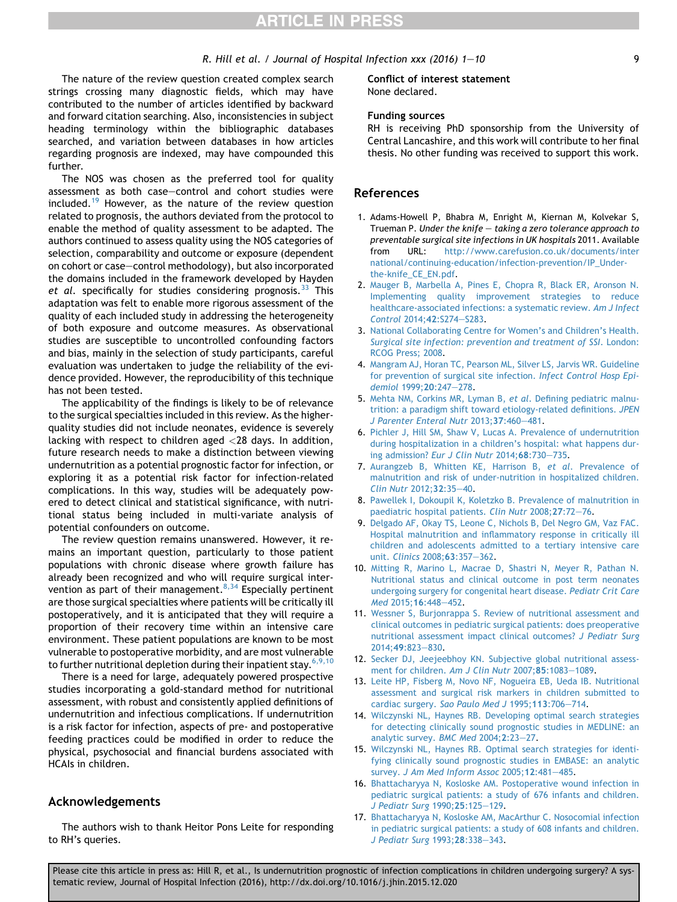The nature of the review question created complex search strings crossing many diagnostic fields, which may have contributed to the number of articles identified by backward and forward citation searching. Also, inconsistencies in subject heading terminology within the bibliographic databases searched, and variation between databases in how articles regarding prognosis are indexed, may have compounded this further.

The NOS was chosen as the preferred tool for quality assessment as both case–control and cohort studies were included.[19] However, as the nature of the review question related to prognosis, the authors deviated from the protocol to enable the method of quality assessment to be adapted. The authors continued to assess quality using the NOS categories of selection, comparability and outcome or exposure (dependent on cohort or case–control methodology), but also incorporated the domains included in the framework developed by Hayden *et al.* specifically for studies considering prognosis.[33] This adaptation was felt to enable more rigorous assessment of the quality of each included study in addressing the heterogeneity of both exposure and outcome measures. As observational studies are susceptible to uncontrolled confounding factors and bias, mainly in the selection of study participants, careful evaluation was undertaken to judge the reliability of the evidence provided. However, the reproducibility of this technique has not been tested.

The applicability of the findings is likely to be of relevance to the surgical specialties included in this review. As the higher-quality studies did not include neonates, evidence is severely lacking with respect to children aged <28 days. In addition, future research needs to make a distinction between viewing undernutrition as a potential prognostic factor for infection, or exploring it as a potential risk factor for infection-related complications. In this way, studies will be adequately powered to detect clinical and statistical significance, with nutritional status being included in multi-variate analysis of potential confounders on outcome.

The review question remains unanswered. However, it remains an important question, particularly to those patient populations with chronic disease where growth failure has already been recognized and who will require surgical intervention as part of their management.[8,34] Especially pertinent are those surgical specialties where patients will be critically ill postoperatively, and it is anticipated that they will require a proportion of their recovery time within an intensive care environment. These patient populations are known to be most vulnerable to postoperative morbidity, and are most vulnerable to further nutritional depletion during their inpatient stay.[6,9,10]

There is a need for large, adequately powered prospective studies incorporating a gold-standard method for nutritional assessment, with robust and consistently applied definitions of undernutrition and infectious complications. If undernutrition is a risk factor for infection, aspects of pre- and postoperative feeding practices could be modified in order to reduce the physical, psychosocial and financial burdens associated with HCAIs in children.

## Acknowledgements

The authors wish to thank Heitor Pons Leite for responding to RH's queries.

**Conflict of interest statement**
None declared.

**Funding sources**
RH is receiving PhD sponsorship from the University of Central Lancashire, and this work will contribute to her final thesis. No other funding was received to support this work.

## References

1. Adams-Howell P, Bhabra M, Enright M, Kiernan M, Kolvekar S, Trueman P. *Under the knife – taking a zero tolerance approach to preventable surgical site infections in UK hospitals* 2011. Available from URL: http://www.carefusion.co.uk/documents/international/continuing-education/infection-prevention/IP_Under-the-knife_CE_EN.pdf.
2. Mauger B, Marbella A, Pines E, Chopra R, Black ER, Aronson N. Implementing quality improvement strategies to reduce healthcare-associated infections: a systematic review. *Am J Infect Control* 2014;**42**:S274–S283.
3. National Collaborating Centre for Women's and Children's Health. *Surgical site infection: prevention and treatment of SSI*. London: RCOG Press; 2008.
4. Mangram AJ, Horan TC, Pearson ML, Silver LS, Jarvis WR. Guideline for prevention of surgical site infection. *Infect Control Hosp Epidemiol* 1999;**20**:247–278.
5. Mehta NM, Corkins MR, Lyman B, *et al*. Defining pediatric malnutrition: a paradigm shift toward etiology-related definitions. *JPEN J Parenter Enteral Nutr* 2013;**37**:460–481.
6. Pichler J, Hill SM, Shaw V, Lucas A. Prevalence of undernutrition during hospitalization in a children's hospital: what happens during admission? *Eur J Clin Nutr* 2014;**68**:730–735.
7. Aurangzeb B, Whitten KE, Harrison B, *et al*. Prevalence of malnutrition and risk of under-nutrition in hospitalized children. *Clin Nutr* 2012;**32**:35–40.
8. Pawellek I, Dokoupil K, Koletzko B. Prevalence of malnutrition in paediatric hospital patients. *Clin Nutr* 2008;**27**:72–76.
9. Delgado AF, Okay TS, Leone C, Nichols B, Del Negro GM, Vaz FAC. Hospital malnutrition and inflammatory response in critically ill children and adolescents admitted to a tertiary intensive care unit. *Clinics* 2008;**63**:357–362.
10. Mitting R, Marino L, Macrae D, Shastri N, Meyer R, Pathan N. Nutritional status and clinical outcome in post term neonates undergoing surgery for congenital heart disease. *Pediatr Crit Care Med* 2015;**16**:448–452.
11. Wessner S, Burjonrappa S. Review of nutritional assessment and clinical outcomes in pediatric surgical patients: does preoperative nutritional assessment impact clinical outcomes? *J Pediatr Surg* 2014;**49**:823–830.
12. Secker DJ, Jeejeebhoy KN. Subjective global nutritional assessment for children. *Am J Clin Nutr* 2007;**85**:1083–1089.
13. Leite HP, Fisberg M, Novo NF, Nogueira EB, Ueda IB. Nutritional assessment and surgical risk markers in children submitted to cardiac surgery. *Sao Paulo Med J* 1995;**113**:706–714.
14. Wilczynski NL, Haynes RB. Developing optimal search strategies for detecting clinically sound prognostic studies in MEDLINE: an analytic survey. *BMC Med* 2004;**2**:23–27.
15. Wilczynski NL, Haynes RB. Optimal search strategies for identifying clinically sound prognostic studies in EMBASE: an analytic survey. *J Am Med Inform Assoc* 2005;**12**:481–485.
16. Bhattacharyya N, Kosloske AM. Postoperative wound infection in pediatric surgical patients: a study of 676 infants and children. *J Pediatr Surg* 1990;**25**:125–129.
17. Bhattacharyya N, Kosloske AM, MacArthur C. Nosocomial infection in pediatric surgical patients: a study of 608 infants and children. *J Pediatr Surg* 1993;**28**:338–343.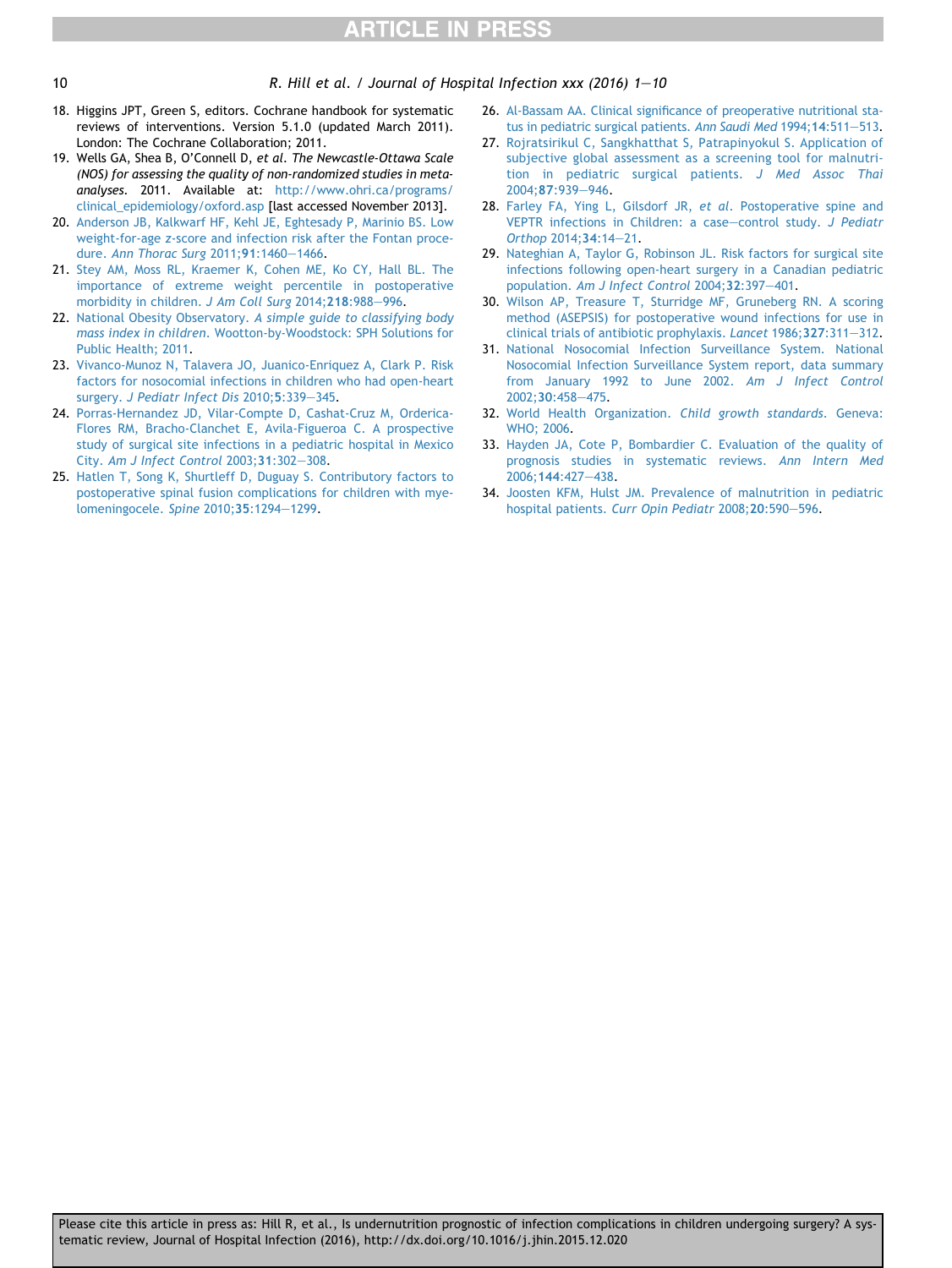18. Higgins JPT, Green S, editors. Cochrane handbook for systematic reviews of interventions. Version 5.1.0 (updated March 2011). London: The Cochrane Collaboration; 2011.
19. Wells GA, Shea B, O'Connell D, *et al*. *The Newcastle-Ottawa Scale (NOS) for assessing the quality of non-randomized studies in meta-analyses.* 2011. Available at: http://www.ohri.ca/programs/clinical_epidemiology/oxford.asp [last accessed November 2013].
20. Anderson JB, Kalkwarf HF, Kehl JE, Eghtesady P, Marino BS. Low weight-for-age z-score and infection risk after the Fontan procedure. *Ann Thorac Surg* 2011;**91**:1460–1466.
21. Stey AM, Moss RL, Kraemer K, Cohen ME, Ko CY, Hall BL. The importance of extreme weight percentile in postoperative morbidity in children. *J Am Coll Surg* 2014;**218**:988–996.
22. National Obesity Observatory. *A simple guide to classifying body mass index in children*. Wootton-by-Woodstock: SPH Solutions for Public Health; 2011.
23. Vivanco-Munoz N, Talavera JO, Juanico-Enriquez A, Clark P. Risk factors for nosocomial infections in children who had open-heart surgery. *J Pediatr Infect Dis* 2010;**5**:339–345.
24. Porras-Hernandez JD, Vilar-Compte D, Cashat-Cruz M, Orderica-Flores RM, Bracho-Clanchet E, Avila-Figueroa C. A prospective study of surgical site infections in a pediatric hospital in Mexico City. *Am J Infect Control* 2003;**31**:302–308.
25. Hatlen T, Song K, Shurtleff D, Duguay S. Contributory factors to postoperative spinal fusion complications for children with myelomeningocele. *Spine* 2010;**35**:1294–1299.
26. Al-Bassam AA. Clinical significance of preoperative nutritional status in pediatric surgical patients. *Ann Saudi Med* 1994;**14**:511–513.
27. Rojratsirikul C, Sangkhatthat S, Patrapinyokul S. Application of subjective global assessment as a screening tool for malnutrition in pediatric surgical patients. *J Med Assoc Thai* 2004;**87**:939–946.
28. Farley FA, Ying L, Gilsdorf JR, *et al*. Postoperative spine and VEPTR infections in Children: a case–control study. *J Pediatr Orthop* 2014;**34**:14–21.
29. Nateghian A, Taylor G, Robinson JL. Risk factors for surgical site infections following open-heart surgery in a Canadian pediatric population. *Am J Infect Control* 2004;**32**:397–401.
30. Wilson AP, Treasure T, Sturridge MF, Gruneberg RN. A scoring method (ASEPSIS) for postoperative wound infections for use in clinical trials of antibiotic prophylaxis. *Lancet* 1986;**327**:311–312.
31. National Nosocomial Infection Surveillance System. National Nosocomial Infection Surveillance System report, data summary from January 1992 to June 2002. *Am J Infect Control* 2002;**30**:458–475.
32. World Health Organization. *Child growth standards*. Geneva: WHO; 2006.
33. Hayden JA, Cote P, Bombardier C. Evaluation of the quality of prognosis studies in systematic reviews. *Ann Intern Med* 2006;**144**:427–438.
34. Joosten KFM, Hulst JM. Prevalence of malnutrition in pediatric hospital patients. *Curr Opin Pediatr* 2008;**20**:590–596.